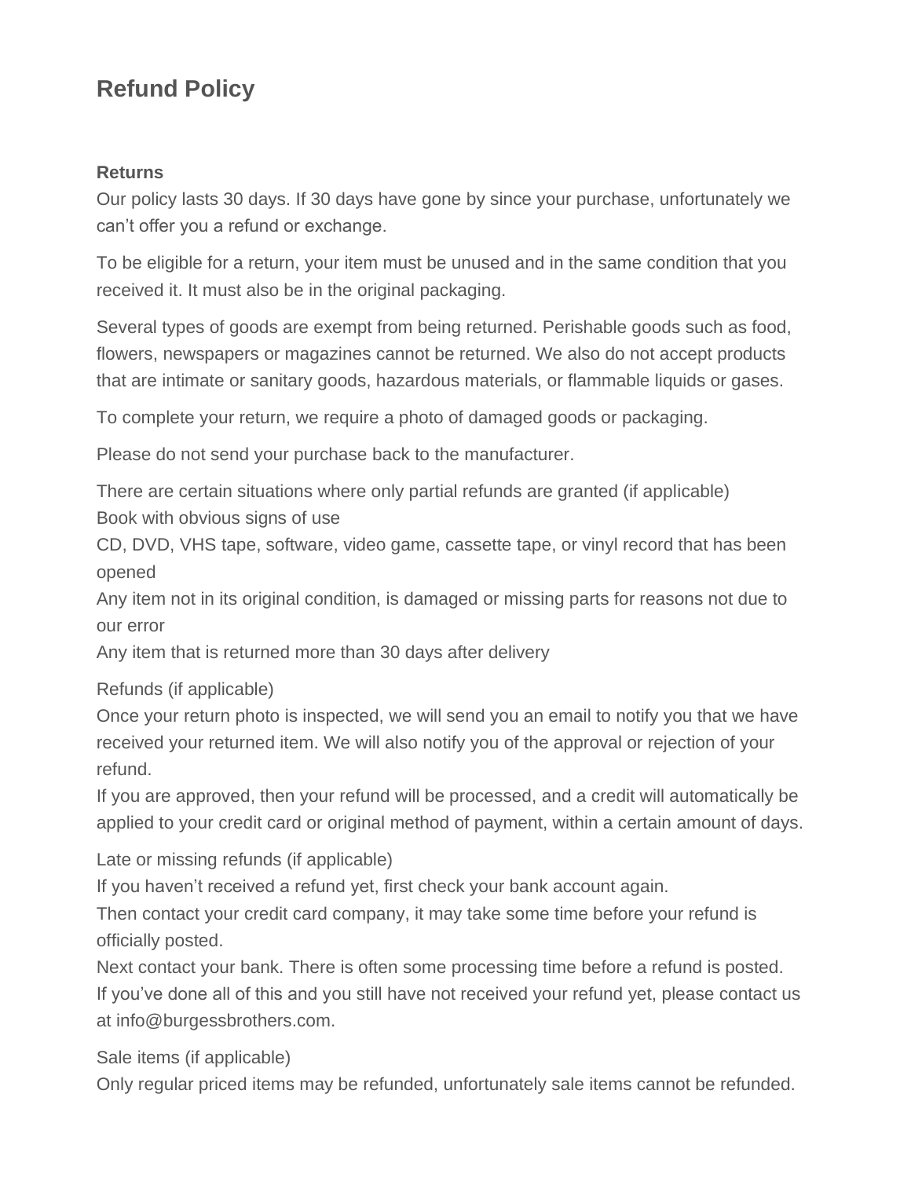# Refund Policy

**Returns**

Our policy lasts 30 days. If 30 days have gone by since your purchase, unfortunately we can't offer you a refund or exchange.

To be eligible for a return, your item must be unused and in the same condition that you received it. It must also be in the original packaging.

Several types of goods are exempt from being returned. Perishable goods such as food, flowers, newspapers or magazines cannot be returned. We also do not accept products that are intimate or sanitary goods, hazardous materials, or flammable liquids or gases.

To complete your return, we require a photo of damaged goods or packaging.

Please do not send your purchase back to the manufacturer.

There are certain situations where only partial refunds are granted (if applicable)
Book with obvious signs of use
CD, DVD, VHS tape, software, video game, cassette tape, or vinyl record that has been opened
Any item not in its original condition, is damaged or missing parts for reasons not due to our error
Any item that is returned more than 30 days after delivery

Refunds (if applicable)
Once your return photo is inspected, we will send you an email to notify you that we have received your returned item. We will also notify you of the approval or rejection of your refund.
If you are approved, then your refund will be processed, and a credit will automatically be applied to your credit card or original method of payment, within a certain amount of days.

Late or missing refunds (if applicable)
If you haven't received a refund yet, first check your bank account again.
Then contact your credit card company, it may take some time before your refund is officially posted.
Next contact your bank. There is often some processing time before a refund is posted.
If you've done all of this and you still have not received your refund yet, please contact us at info@burgessbrothers.com.

Sale items (if applicable)
Only regular priced items may be refunded, unfortunately sale items cannot be refunded.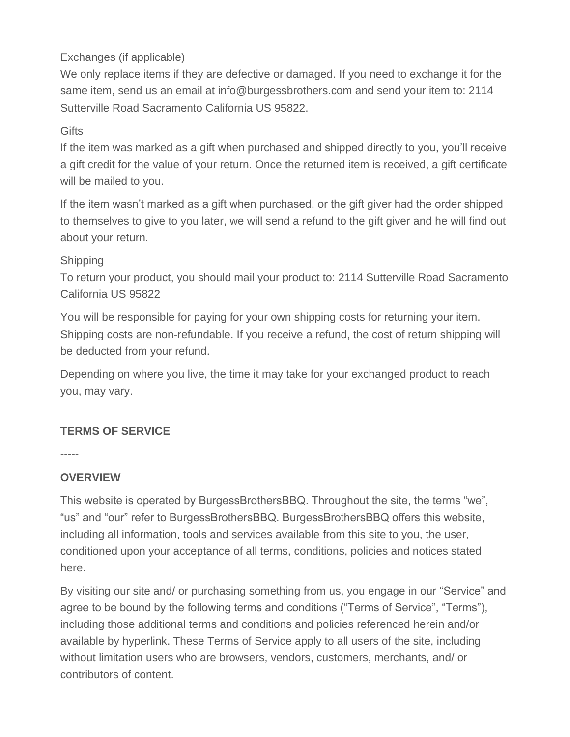Exchanges (if applicable)
We only replace items if they are defective or damaged. If you need to exchange it for the same item, send us an email at info@burgessbrothers.com and send your item to: 2114 Sutterville Road Sacramento California US 95822.

Gifts
If the item was marked as a gift when purchased and shipped directly to you, you'll receive a gift credit for the value of your return. Once the returned item is received, a gift certificate will be mailed to you.

If the item wasn't marked as a gift when purchased, or the gift giver had the order shipped to themselves to give to you later, we will send a refund to the gift giver and he will find out about your return.

Shipping
To return your product, you should mail your product to: 2114 Sutterville Road Sacramento California US 95822

You will be responsible for paying for your own shipping costs for returning your item. Shipping costs are non-refundable. If you receive a refund, the cost of return shipping will be deducted from your refund.

Depending on where you live, the time it may take for your exchanged product to reach you, may vary.

**TERMS OF SERVICE**

-----

**OVERVIEW**

This website is operated by BurgessBrothersBBQ. Throughout the site, the terms "we", "us" and "our" refer to BurgessBrothersBBQ. BurgessBrothersBBQ offers this website, including all information, tools and services available from this site to you, the user, conditioned upon your acceptance of all terms, conditions, policies and notices stated here.

By visiting our site and/ or purchasing something from us, you engage in our "Service" and agree to be bound by the following terms and conditions ("Terms of Service", "Terms"), including those additional terms and conditions and policies referenced herein and/or available by hyperlink. These Terms of Service apply to all users of the site, including without limitation users who are browsers, vendors, customers, merchants, and/ or contributors of content.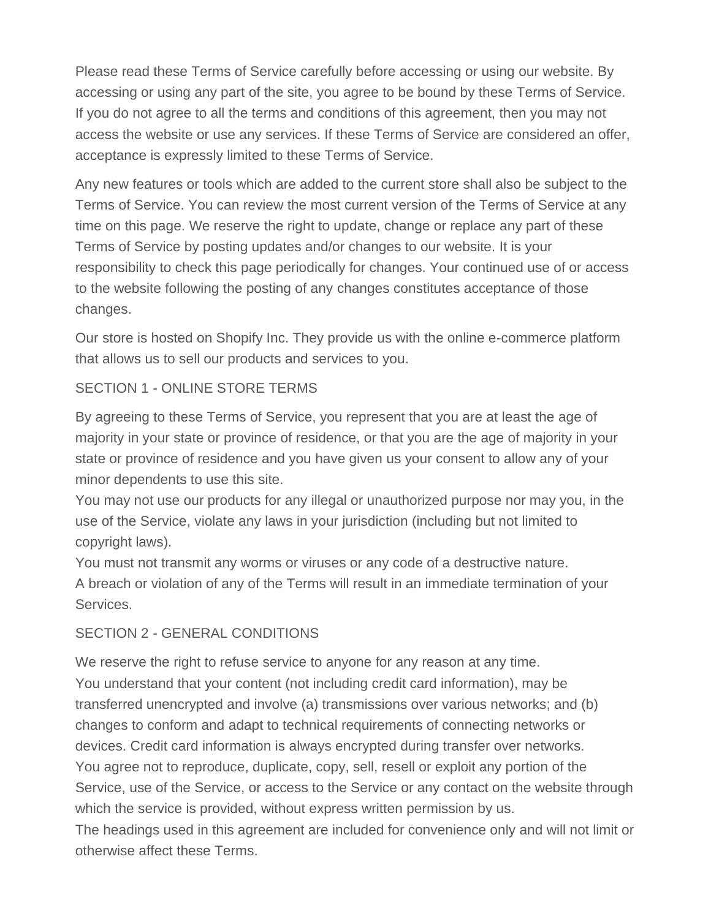Please read these Terms of Service carefully before accessing or using our website. By accessing or using any part of the site, you agree to be bound by these Terms of Service. If you do not agree to all the terms and conditions of this agreement, then you may not access the website or use any services. If these Terms of Service are considered an offer, acceptance is expressly limited to these Terms of Service.

Any new features or tools which are added to the current store shall also be subject to the Terms of Service. You can review the most current version of the Terms of Service at any time on this page. We reserve the right to update, change or replace any part of these Terms of Service by posting updates and/or changes to our website. It is your responsibility to check this page periodically for changes. Your continued use of or access to the website following the posting of any changes constitutes acceptance of those changes.

Our store is hosted on Shopify Inc. They provide us with the online e-commerce platform that allows us to sell our products and services to you.

## SECTION 1 - ONLINE STORE TERMS

By agreeing to these Terms of Service, you represent that you are at least the age of majority in your state or province of residence, or that you are the age of majority in your state or province of residence and you have given us your consent to allow any of your minor dependents to use this site.
You may not use our products for any illegal or unauthorized purpose nor may you, in the use of the Service, violate any laws in your jurisdiction (including but not limited to copyright laws).
You must not transmit any worms or viruses or any code of a destructive nature.
A breach or violation of any of the Terms will result in an immediate termination of your Services.

## SECTION 2 - GENERAL CONDITIONS

We reserve the right to refuse service to anyone for any reason at any time.
You understand that your content (not including credit card information), may be transferred unencrypted and involve (a) transmissions over various networks; and (b) changes to conform and adapt to technical requirements of connecting networks or devices. Credit card information is always encrypted during transfer over networks.
You agree not to reproduce, duplicate, copy, sell, resell or exploit any portion of the Service, use of the Service, or access to the Service or any contact on the website through which the service is provided, without express written permission by us.
The headings used in this agreement are included for convenience only and will not limit or otherwise affect these Terms.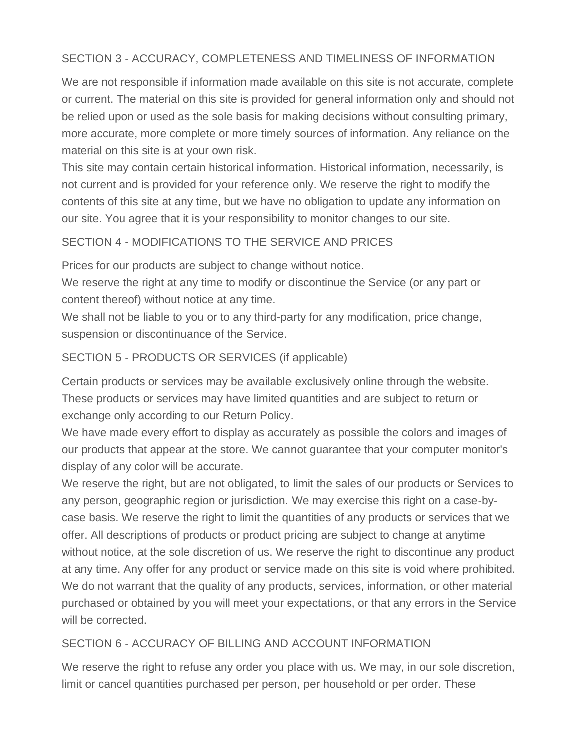## SECTION 3 - ACCURACY, COMPLETENESS AND TIMELINESS OF INFORMATION

We are not responsible if information made available on this site is not accurate, complete or current. The material on this site is provided for general information only and should not be relied upon or used as the sole basis for making decisions without consulting primary, more accurate, more complete or more timely sources of information. Any reliance on the material on this site is at your own risk.
This site may contain certain historical information. Historical information, necessarily, is not current and is provided for your reference only. We reserve the right to modify the contents of this site at any time, but we have no obligation to update any information on our site. You agree that it is your responsibility to monitor changes to our site.

## SECTION 4 - MODIFICATIONS TO THE SERVICE AND PRICES

Prices for our products are subject to change without notice.
We reserve the right at any time to modify or discontinue the Service (or any part or content thereof) without notice at any time.
We shall not be liable to you or to any third-party for any modification, price change, suspension or discontinuance of the Service.

## SECTION 5 - PRODUCTS OR SERVICES (if applicable)

Certain products or services may be available exclusively online through the website. These products or services may have limited quantities and are subject to return or exchange only according to our Return Policy.
We have made every effort to display as accurately as possible the colors and images of our products that appear at the store. We cannot guarantee that your computer monitor's display of any color will be accurate.
We reserve the right, but are not obligated, to limit the sales of our products or Services to any person, geographic region or jurisdiction. We may exercise this right on a case-by-case basis. We reserve the right to limit the quantities of any products or services that we offer. All descriptions of products or product pricing are subject to change at anytime without notice, at the sole discretion of us. We reserve the right to discontinue any product at any time. Any offer for any product or service made on this site is void where prohibited.
We do not warrant that the quality of any products, services, information, or other material purchased or obtained by you will meet your expectations, or that any errors in the Service will be corrected.

## SECTION 6 - ACCURACY OF BILLING AND ACCOUNT INFORMATION

We reserve the right to refuse any order you place with us. We may, in our sole discretion, limit or cancel quantities purchased per person, per household or per order. These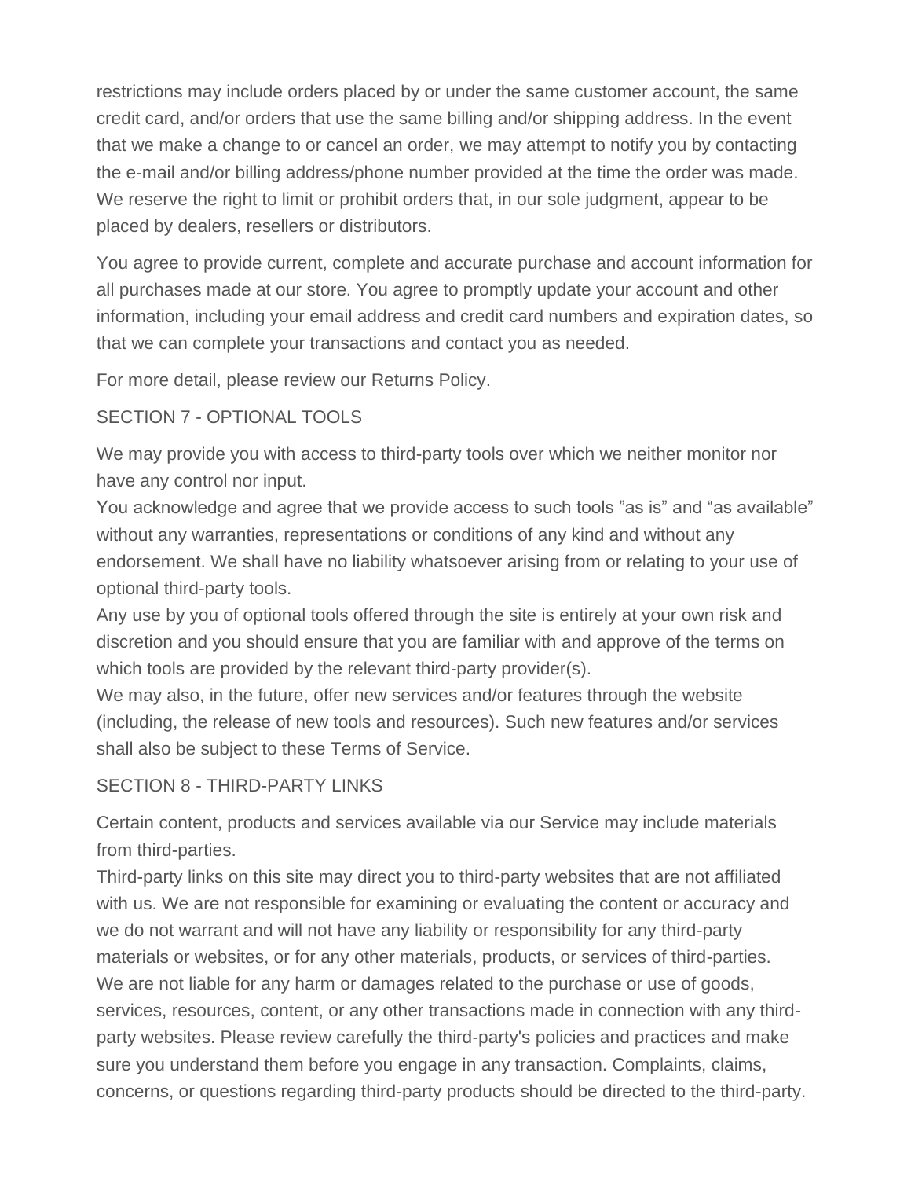restrictions may include orders placed by or under the same customer account, the same credit card, and/or orders that use the same billing and/or shipping address. In the event that we make a change to or cancel an order, we may attempt to notify you by contacting the e-mail and/or billing address/phone number provided at the time the order was made. We reserve the right to limit or prohibit orders that, in our sole judgment, appear to be placed by dealers, resellers or distributors.

You agree to provide current, complete and accurate purchase and account information for all purchases made at our store. You agree to promptly update your account and other information, including your email address and credit card numbers and expiration dates, so that we can complete your transactions and contact you as needed.

For more detail, please review our Returns Policy.

## SECTION 7 - OPTIONAL TOOLS

We may provide you with access to third-party tools over which we neither monitor nor have any control nor input.
You acknowledge and agree that we provide access to such tools "as is" and "as available" without any warranties, representations or conditions of any kind and without any endorsement. We shall have no liability whatsoever arising from or relating to your use of optional third-party tools.
Any use by you of optional tools offered through the site is entirely at your own risk and discretion and you should ensure that you are familiar with and approve of the terms on which tools are provided by the relevant third-party provider(s).
We may also, in the future, offer new services and/or features through the website (including, the release of new tools and resources). Such new features and/or services shall also be subject to these Terms of Service.

## SECTION 8 - THIRD-PARTY LINKS

Certain content, products and services available via our Service may include materials from third-parties.
Third-party links on this site may direct you to third-party websites that are not affiliated with us. We are not responsible for examining or evaluating the content or accuracy and we do not warrant and will not have any liability or responsibility for any third-party materials or websites, or for any other materials, products, or services of third-parties.
We are not liable for any harm or damages related to the purchase or use of goods, services, resources, content, or any other transactions made in connection with any third-party websites. Please review carefully the third-party's policies and practices and make sure you understand them before you engage in any transaction. Complaints, claims, concerns, or questions regarding third-party products should be directed to the third-party.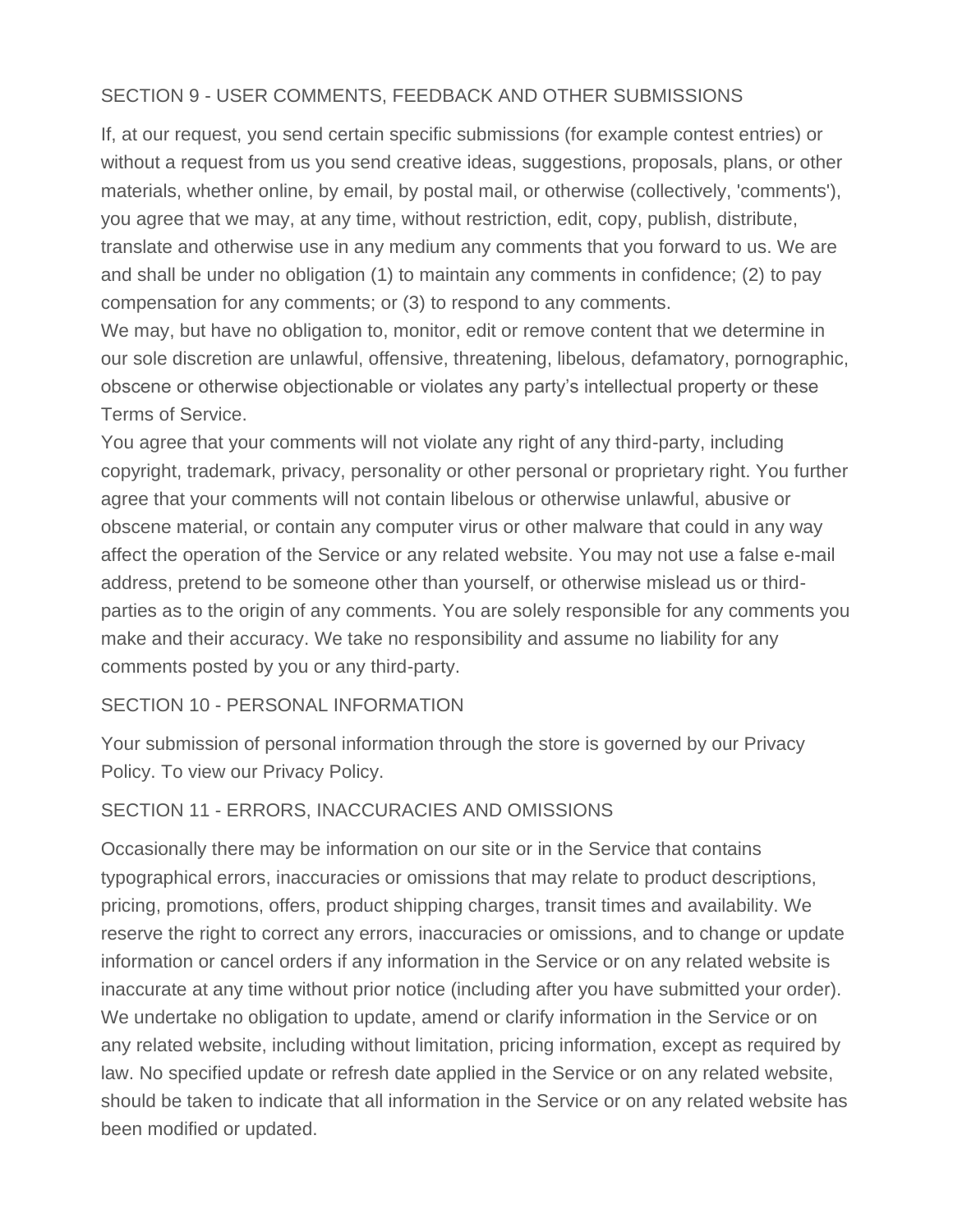## SECTION 9 - USER COMMENTS, FEEDBACK AND OTHER SUBMISSIONS

If, at our request, you send certain specific submissions (for example contest entries) or without a request from us you send creative ideas, suggestions, proposals, plans, or other materials, whether online, by email, by postal mail, or otherwise (collectively, 'comments'), you agree that we may, at any time, without restriction, edit, copy, publish, distribute, translate and otherwise use in any medium any comments that you forward to us. We are and shall be under no obligation (1) to maintain any comments in confidence; (2) to pay compensation for any comments; or (3) to respond to any comments.

We may, but have no obligation to, monitor, edit or remove content that we determine in our sole discretion are unlawful, offensive, threatening, libelous, defamatory, pornographic, obscene or otherwise objectionable or violates any party's intellectual property or these Terms of Service.

You agree that your comments will not violate any right of any third-party, including copyright, trademark, privacy, personality or other personal or proprietary right. You further agree that your comments will not contain libelous or otherwise unlawful, abusive or obscene material, or contain any computer virus or other malware that could in any way affect the operation of the Service or any related website. You may not use a false e-mail address, pretend to be someone other than yourself, or otherwise mislead us or third-parties as to the origin of any comments. You are solely responsible for any comments you make and their accuracy. We take no responsibility and assume no liability for any comments posted by you or any third-party.

## SECTION 10 - PERSONAL INFORMATION

Your submission of personal information through the store is governed by our Privacy Policy. To view our Privacy Policy.

## SECTION 11 - ERRORS, INACCURACIES AND OMISSIONS

Occasionally there may be information on our site or in the Service that contains typographical errors, inaccuracies or omissions that may relate to product descriptions, pricing, promotions, offers, product shipping charges, transit times and availability. We reserve the right to correct any errors, inaccuracies or omissions, and to change or update information or cancel orders if any information in the Service or on any related website is inaccurate at any time without prior notice (including after you have submitted your order). We undertake no obligation to update, amend or clarify information in the Service or on any related website, including without limitation, pricing information, except as required by law. No specified update or refresh date applied in the Service or on any related website, should be taken to indicate that all information in the Service or on any related website has been modified or updated.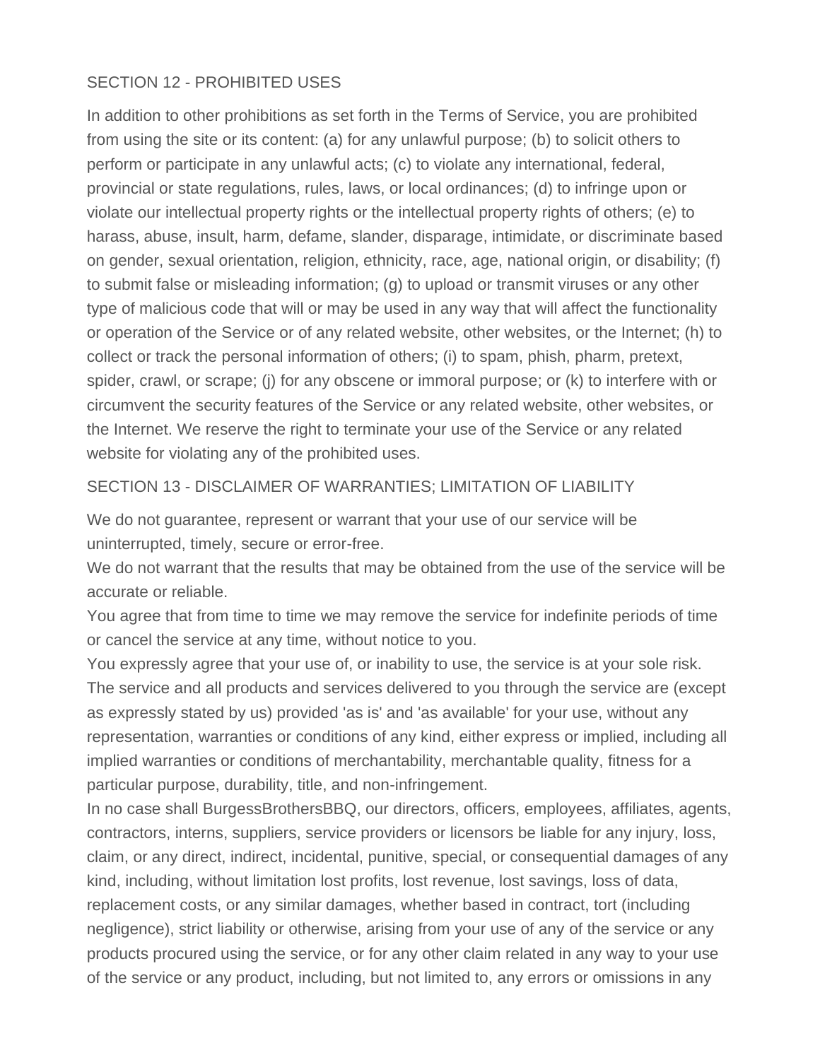## SECTION 12 - PROHIBITED USES

In addition to other prohibitions as set forth in the Terms of Service, you are prohibited from using the site or its content: (a) for any unlawful purpose; (b) to solicit others to perform or participate in any unlawful acts; (c) to violate any international, federal, provincial or state regulations, rules, laws, or local ordinances; (d) to infringe upon or violate our intellectual property rights or the intellectual property rights of others; (e) to harass, abuse, insult, harm, defame, slander, disparage, intimidate, or discriminate based on gender, sexual orientation, religion, ethnicity, race, age, national origin, or disability; (f) to submit false or misleading information; (g) to upload or transmit viruses or any other type of malicious code that will or may be used in any way that will affect the functionality or operation of the Service or of any related website, other websites, or the Internet; (h) to collect or track the personal information of others; (i) to spam, phish, pharm, pretext, spider, crawl, or scrape; (j) for any obscene or immoral purpose; or (k) to interfere with or circumvent the security features of the Service or any related website, other websites, or the Internet. We reserve the right to terminate your use of the Service or any related website for violating any of the prohibited uses.

## SECTION 13 - DISCLAIMER OF WARRANTIES; LIMITATION OF LIABILITY

We do not guarantee, represent or warrant that your use of our service will be uninterrupted, timely, secure or error-free.
We do not warrant that the results that may be obtained from the use of the service will be accurate or reliable.
You agree that from time to time we may remove the service for indefinite periods of time or cancel the service at any time, without notice to you.
You expressly agree that your use of, or inability to use, the service is at your sole risk. The service and all products and services delivered to you through the service are (except as expressly stated by us) provided 'as is' and 'as available' for your use, without any representation, warranties or conditions of any kind, either express or implied, including all implied warranties or conditions of merchantability, merchantable quality, fitness for a particular purpose, durability, title, and non-infringement.
In no case shall BurgessBrothersBBQ, our directors, officers, employees, affiliates, agents, contractors, interns, suppliers, service providers or licensors be liable for any injury, loss, claim, or any direct, indirect, incidental, punitive, special, or consequential damages of any kind, including, without limitation lost profits, lost revenue, lost savings, loss of data, replacement costs, or any similar damages, whether based in contract, tort (including negligence), strict liability or otherwise, arising from your use of any of the service or any products procured using the service, or for any other claim related in any way to your use of the service or any product, including, but not limited to, any errors or omissions in any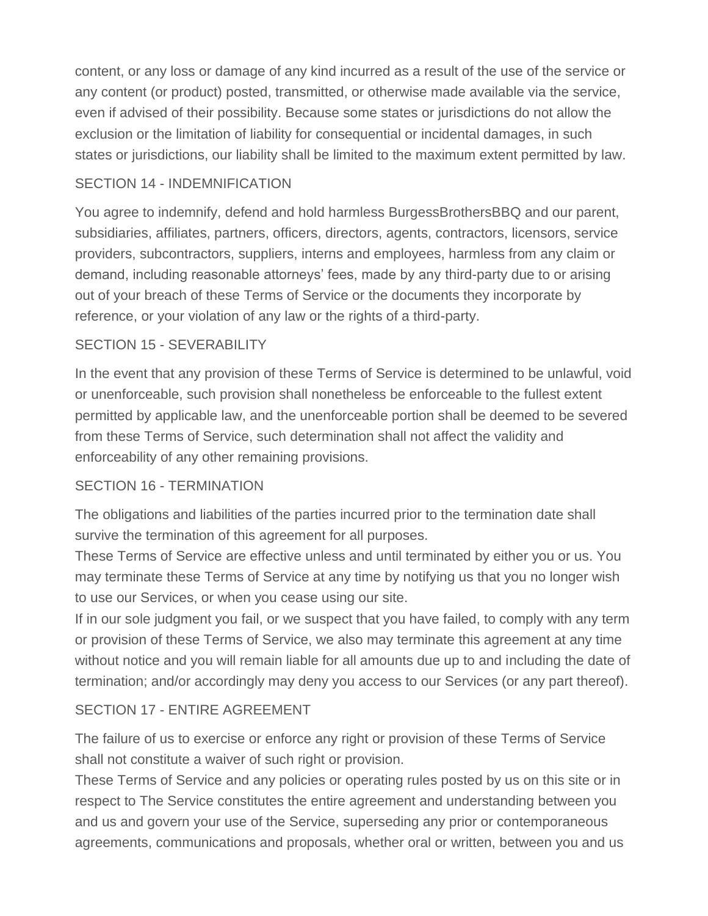content, or any loss or damage of any kind incurred as a result of the use of the service or any content (or product) posted, transmitted, or otherwise made available via the service, even if advised of their possibility. Because some states or jurisdictions do not allow the exclusion or the limitation of liability for consequential or incidental damages, in such states or jurisdictions, our liability shall be limited to the maximum extent permitted by law.

## SECTION 14 - INDEMNIFICATION

You agree to indemnify, defend and hold harmless BurgessBrothersBBQ and our parent, subsidiaries, affiliates, partners, officers, directors, agents, contractors, licensors, service providers, subcontractors, suppliers, interns and employees, harmless from any claim or demand, including reasonable attorneys' fees, made by any third-party due to or arising out of your breach of these Terms of Service or the documents they incorporate by reference, or your violation of any law or the rights of a third-party.

## SECTION 15 - SEVERABILITY

In the event that any provision of these Terms of Service is determined to be unlawful, void or unenforceable, such provision shall nonetheless be enforceable to the fullest extent permitted by applicable law, and the unenforceable portion shall be deemed to be severed from these Terms of Service, such determination shall not affect the validity and enforceability of any other remaining provisions.

## SECTION 16 - TERMINATION

The obligations and liabilities of the parties incurred prior to the termination date shall survive the termination of this agreement for all purposes.

These Terms of Service are effective unless and until terminated by either you or us. You may terminate these Terms of Service at any time by notifying us that you no longer wish to use our Services, or when you cease using our site.

If in our sole judgment you fail, or we suspect that you have failed, to comply with any term or provision of these Terms of Service, we also may terminate this agreement at any time without notice and you will remain liable for all amounts due up to and including the date of termination; and/or accordingly may deny you access to our Services (or any part thereof).

## SECTION 17 - ENTIRE AGREEMENT

The failure of us to exercise or enforce any right or provision of these Terms of Service shall not constitute a waiver of such right or provision.

These Terms of Service and any policies or operating rules posted by us on this site or in respect to The Service constitutes the entire agreement and understanding between you and us and govern your use of the Service, superseding any prior or contemporaneous agreements, communications and proposals, whether oral or written, between you and us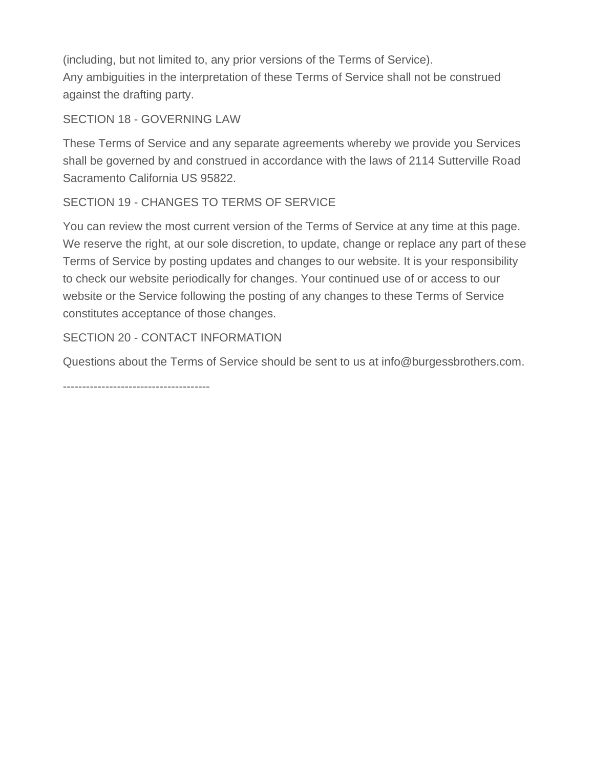(including, but not limited to, any prior versions of the Terms of Service).
Any ambiguities in the interpretation of these Terms of Service shall not be construed against the drafting party.

SECTION 18 - GOVERNING LAW

These Terms of Service and any separate agreements whereby we provide you Services shall be governed by and construed in accordance with the laws of 2114 Sutterville Road Sacramento California US 95822.

SECTION 19 - CHANGES TO TERMS OF SERVICE

You can review the most current version of the Terms of Service at any time at this page. We reserve the right, at our sole discretion, to update, change or replace any part of these Terms of Service by posting updates and changes to our website. It is your responsibility to check our website periodically for changes. Your continued use of or access to our website or the Service following the posting of any changes to these Terms of Service constitutes acceptance of those changes.

SECTION 20 - CONTACT INFORMATION

Questions about the Terms of Service should be sent to us at info@burgessbrothers.com.

--------------------------------------